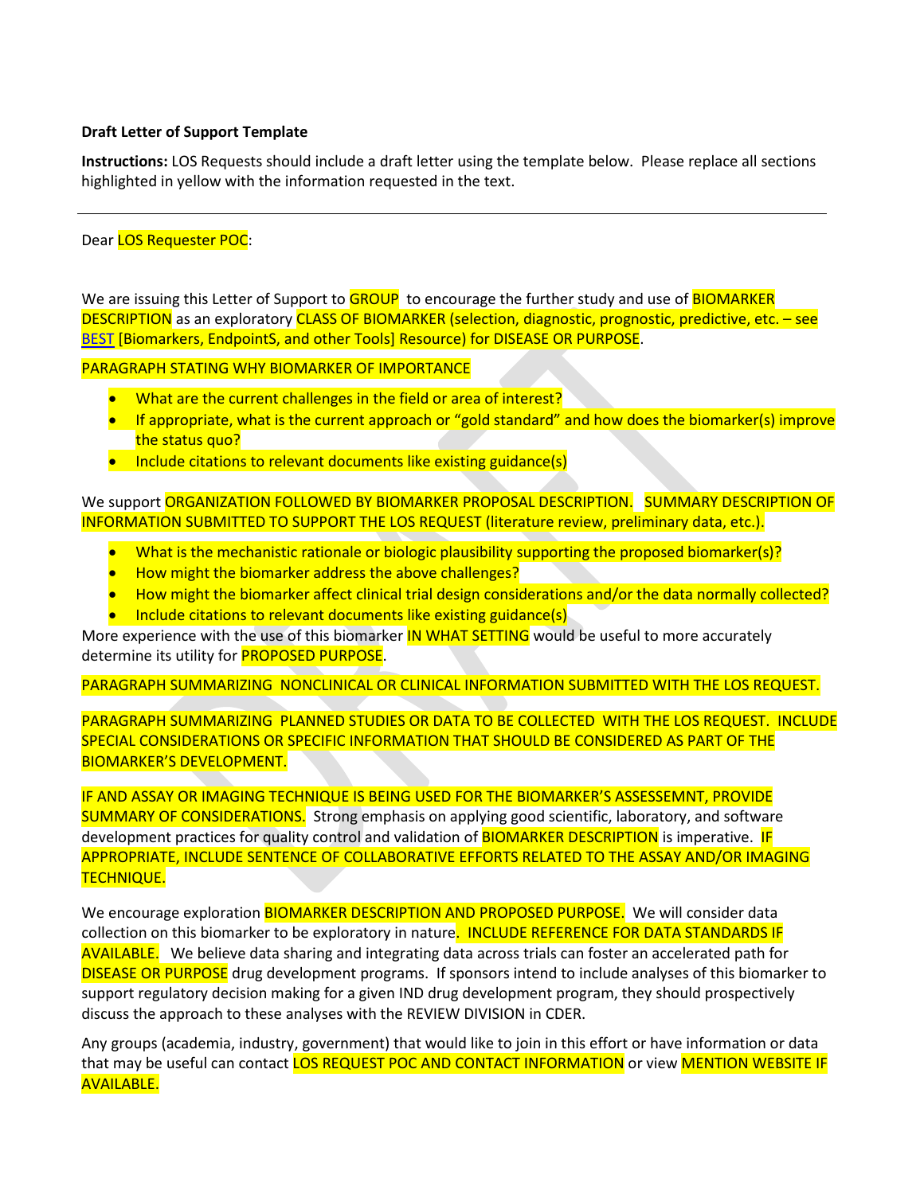**Draft Letter of Support Template**

**Instructions:** LOS Requests should include a draft letter using the template below. Please replace all sections highlighted in yellow with the information requested in the text.

---

Dear LOS Requester POC:

We are issuing this Letter of Support to GROUP to encourage the further study and use of BIOMARKER DESCRIPTION as an exploratory CLASS OF BIOMARKER (selection, diagnostic, prognostic, predictive, etc. – see BEST [Biomarkers, EndpointS, and other Tools] Resource) for DISEASE OR PURPOSE.

PARAGRAPH STATING WHY BIOMARKER OF IMPORTANCE

- What are the current challenges in the field or area of interest?
- If appropriate, what is the current approach or "gold standard" and how does the biomarker(s) improve the status quo?
- Include citations to relevant documents like existing guidance(s)

We support ORGANIZATION FOLLOWED BY BIOMARKER PROPOSAL DESCRIPTION. SUMMARY DESCRIPTION OF INFORMATION SUBMITTED TO SUPPORT THE LOS REQUEST (literature review, preliminary data, etc.).

- What is the mechanistic rationale or biologic plausibility supporting the proposed biomarker(s)?
- How might the biomarker address the above challenges?
- How might the biomarker affect clinical trial design considerations and/or the data normally collected?
- Include citations to relevant documents like existing guidance(s)

More experience with the use of this biomarker IN WHAT SETTING would be useful to more accurately determine its utility for PROPOSED PURPOSE.

PARAGRAPH SUMMARIZING NONCLINICAL OR CLINICAL INFORMATION SUBMITTED WITH THE LOS REQUEST.

PARAGRAPH SUMMARIZING PLANNED STUDIES OR DATA TO BE COLLECTED WITH THE LOS REQUEST. INCLUDE SPECIAL CONSIDERATIONS OR SPECIFIC INFORMATION THAT SHOULD BE CONSIDERED AS PART OF THE BIOMARKER'S DEVELOPMENT.

IF AND ASSAY OR IMAGING TECHNIQUE IS BEING USED FOR THE BIOMARKER'S ASSESSEMNT, PROVIDE SUMMARY OF CONSIDERATIONS. Strong emphasis on applying good scientific, laboratory, and software development practices for quality control and validation of BIOMARKER DESCRIPTION is imperative. IF APPROPRIATE, INCLUDE SENTENCE OF COLLABORATIVE EFFORTS RELATED TO THE ASSAY AND/OR IMAGING TECHNIQUE.

We encourage exploration BIOMARKER DESCRIPTION AND PROPOSED PURPOSE. We will consider data collection on this biomarker to be exploratory in nature. INCLUDE REFERENCE FOR DATA STANDARDS IF AVAILABLE. We believe data sharing and integrating data across trials can foster an accelerated path for DISEASE OR PURPOSE drug development programs. If sponsors intend to include analyses of this biomarker to support regulatory decision making for a given IND drug development program, they should prospectively discuss the approach to these analyses with the REVIEW DIVISION in CDER.

Any groups (academia, industry, government) that would like to join in this effort or have information or data that may be useful can contact LOS REQUEST POC AND CONTACT INFORMATION or view MENTION WEBSITE IF AVAILABLE.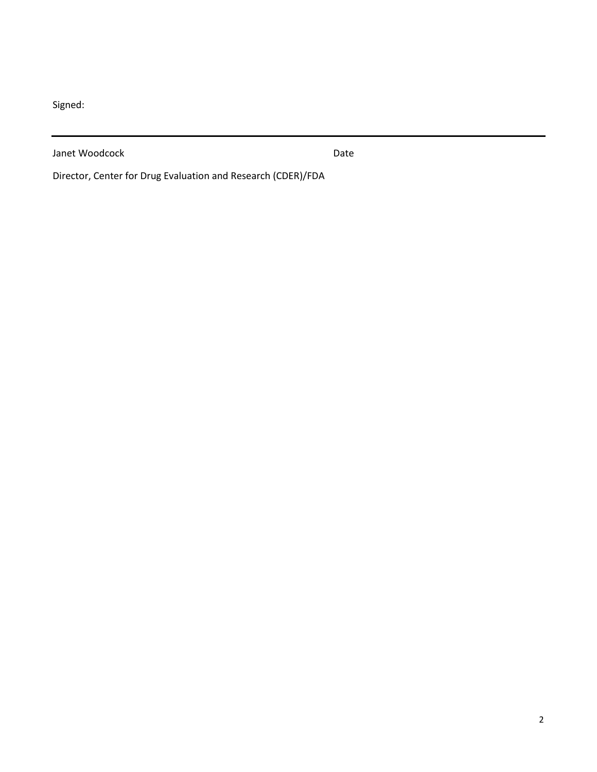Signed:

---

Janet Woodcock Date

Director, Center for Drug Evaluation and Research (CDER)/FDA